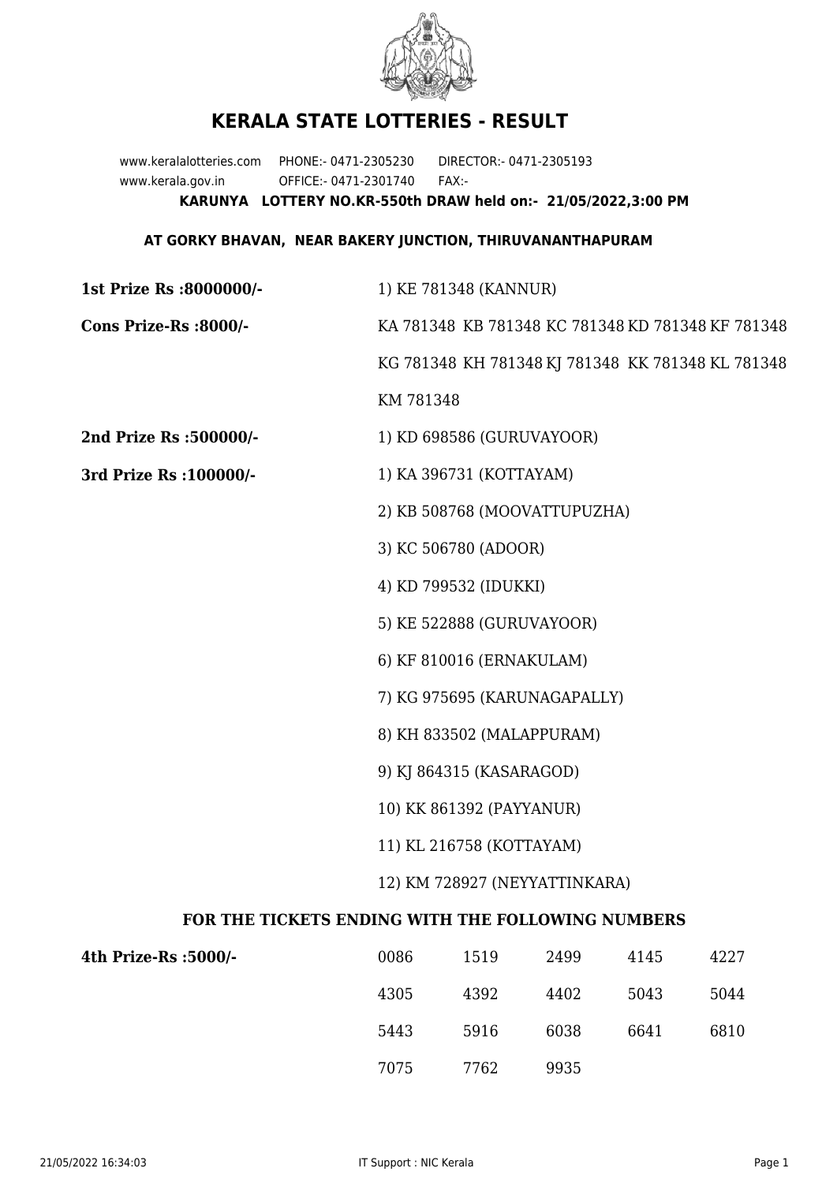# KERALA STATE LOTTERIES - RESULT

www.keralalotteries.com PHONE:- 0471-2305230 DIRECTOR:- 0471-2305193
www.kerala.gov.in OFFICE:- 0471-2301740 FAX:-

**KARUNYA LOTTERY NO.KR-550th DRAW held on:- 21/05/2022,3:00 PM**

**AT GORKY BHAVAN, NEAR BAKERY JUNCTION, THIRUVANANTHAPURAM**

**1st Prize Rs :8000000/-** 1) KE 781348 (KANNUR)

**Cons Prize-Rs :8000/-** KA 781348 KB 781348 KC 781348 KD 781348 KF 781348 KG 781348 KH 781348 KJ 781348 KK 781348 KL 781348 KM 781348

**2nd Prize Rs :500000/-** 1) KD 698586 (GURUVAYOOR)

**3rd Prize Rs :100000/-**

1) KA 396731 (KOTTAYAM)
2) KB 508768 (MOOVATTUPUZHA)
3) KC 506780 (ADOOR)
4) KD 799532 (IDUKKI)
5) KE 522888 (GURUVAYOOR)
6) KF 810016 (ERNAKULAM)
7) KG 975695 (KARUNAGAPALLY)
8) KH 833502 (MALAPPURAM)
9) KJ 864315 (KASARAGOD)
10) KK 861392 (PAYYANUR)
11) KL 216758 (KOTTAYAM)
12) KM 728927 (NEYYATTINKARA)

## FOR THE TICKETS ENDING WITH THE FOLLOWING NUMBERS

**4th Prize-Rs :5000/-**

| | | | | |
|---|---|---|---|---|
| 0086 | 1519 | 2499 | 4145 | 4227 |
| 4305 | 4392 | 4402 | 5043 | 5044 |
| 5443 | 5916 | 6038 | 6641 | 6810 |
| 7075 | 7762 | 9935 | | |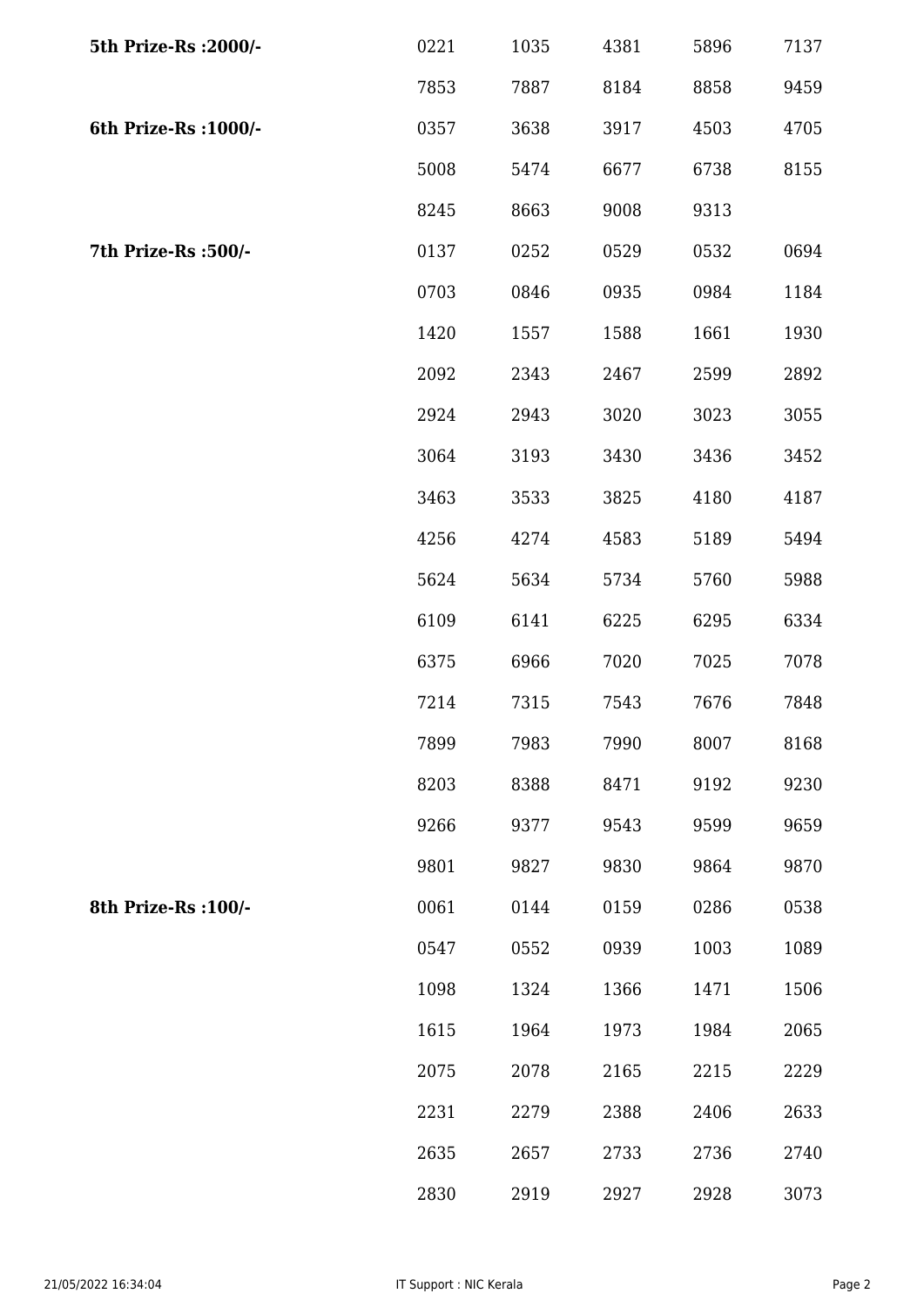| | | | | | |
|---|---|---|---|---|---|
| **5th Prize-Rs :2000/-** | 0221 | 1035 | 4381 | 5896 | 7137 |
| | 7853 | 7887 | 8184 | 8858 | 9459 |
| **6th Prize-Rs :1000/-** | 0357 | 3638 | 3917 | 4503 | 4705 |
| | 5008 | 5474 | 6677 | 6738 | 8155 |
| | 8245 | 8663 | 9008 | 9313 | |
| **7th Prize-Rs :500/-** | 0137 | 0252 | 0529 | 0532 | 0694 |
| | 0703 | 0846 | 0935 | 0984 | 1184 |
| | 1420 | 1557 | 1588 | 1661 | 1930 |
| | 2092 | 2343 | 2467 | 2599 | 2892 |
| | 2924 | 2943 | 3020 | 3023 | 3055 |
| | 3064 | 3193 | 3430 | 3436 | 3452 |
| | 3463 | 3533 | 3825 | 4180 | 4187 |
| | 4256 | 4274 | 4583 | 5189 | 5494 |
| | 5624 | 5634 | 5734 | 5760 | 5988 |
| | 6109 | 6141 | 6225 | 6295 | 6334 |
| | 6375 | 6966 | 7020 | 7025 | 7078 |
| | 7214 | 7315 | 7543 | 7676 | 7848 |
| | 7899 | 7983 | 7990 | 8007 | 8168 |
| | 8203 | 8388 | 8471 | 9192 | 9230 |
| | 9266 | 9377 | 9543 | 9599 | 9659 |
| | 9801 | 9827 | 9830 | 9864 | 9870 |
| **8th Prize-Rs :100/-** | 0061 | 0144 | 0159 | 0286 | 0538 |
| | 0547 | 0552 | 0939 | 1003 | 1089 |
| | 1098 | 1324 | 1366 | 1471 | 1506 |
| | 1615 | 1964 | 1973 | 1984 | 2065 |
| | 2075 | 2078 | 2165 | 2215 | 2229 |
| | 2231 | 2279 | 2388 | 2406 | 2633 |
| | 2635 | 2657 | 2733 | 2736 | 2740 |
| | 2830 | 2919 | 2927 | 2928 | 3073 |

21/05/2022 16:34:04 IT Support : NIC Kerala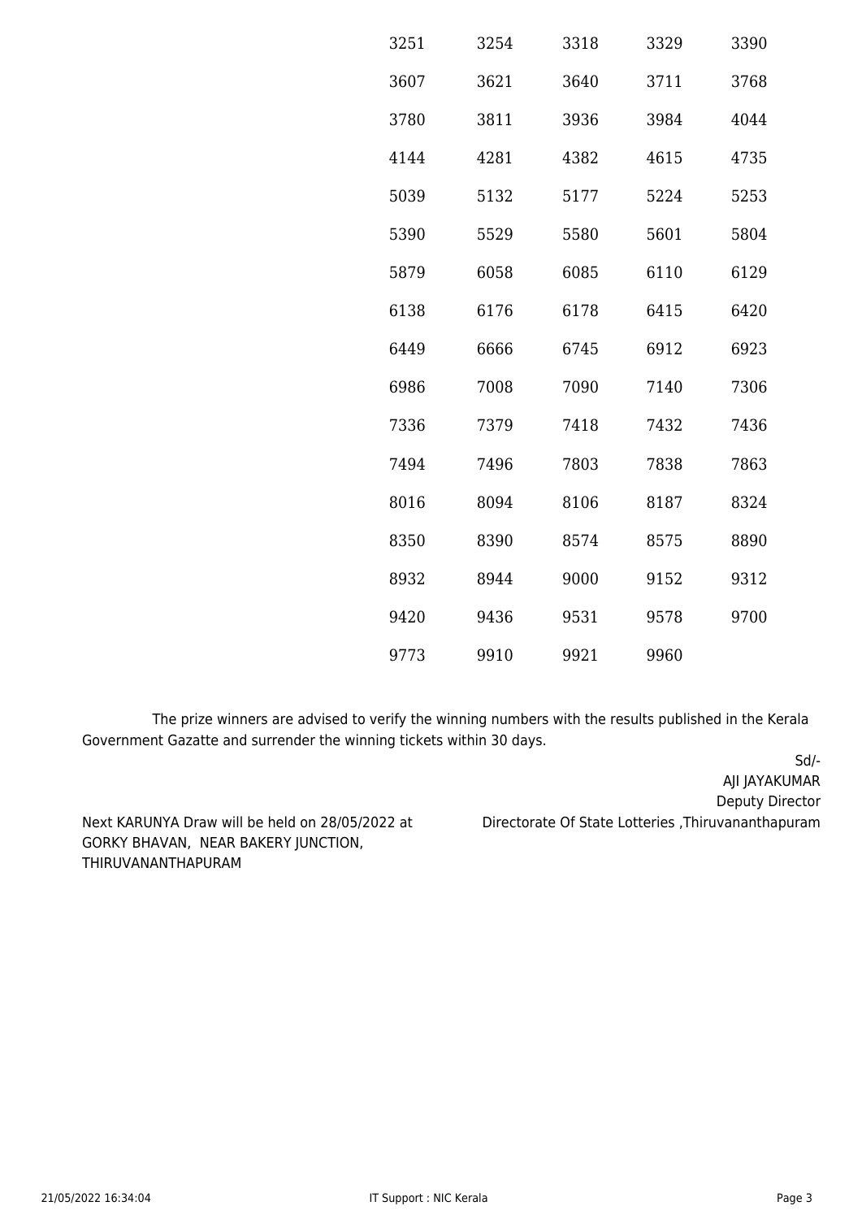| | | | | |
|---|---|---|---|---|
| 3251 | 3254 | 3318 | 3329 | 3390 |
| 3607 | 3621 | 3640 | 3711 | 3768 |
| 3780 | 3811 | 3936 | 3984 | 4044 |
| 4144 | 4281 | 4382 | 4615 | 4735 |
| 5039 | 5132 | 5177 | 5224 | 5253 |
| 5390 | 5529 | 5580 | 5601 | 5804 |
| 5879 | 6058 | 6085 | 6110 | 6129 |
| 6138 | 6176 | 6178 | 6415 | 6420 |
| 6449 | 6666 | 6745 | 6912 | 6923 |
| 6986 | 7008 | 7090 | 7140 | 7306 |
| 7336 | 7379 | 7418 | 7432 | 7436 |
| 7494 | 7496 | 7803 | 7838 | 7863 |
| 8016 | 8094 | 8106 | 8187 | 8324 |
| 8350 | 8390 | 8574 | 8575 | 8890 |
| 8932 | 8944 | 9000 | 9152 | 9312 |
| 9420 | 9436 | 9531 | 9578 | 9700 |
| 9773 | 9910 | 9921 | 9960 | |

The prize winners are advised to verify the winning numbers with the results published in the Kerala Government Gazatte and surrender the winning tickets within 30 days.

Sd/-
AJI JAYAKUMAR
Deputy Director
Directorate Of State Lotteries ,Thiruvananthapuram

Next KARUNYA Draw will be held on 28/05/2022 at GORKY BHAVAN, NEAR BAKERY JUNCTION, THIRUVANANTHAPURAM

21/05/2022 16:34:04 IT Support : NIC Kerala